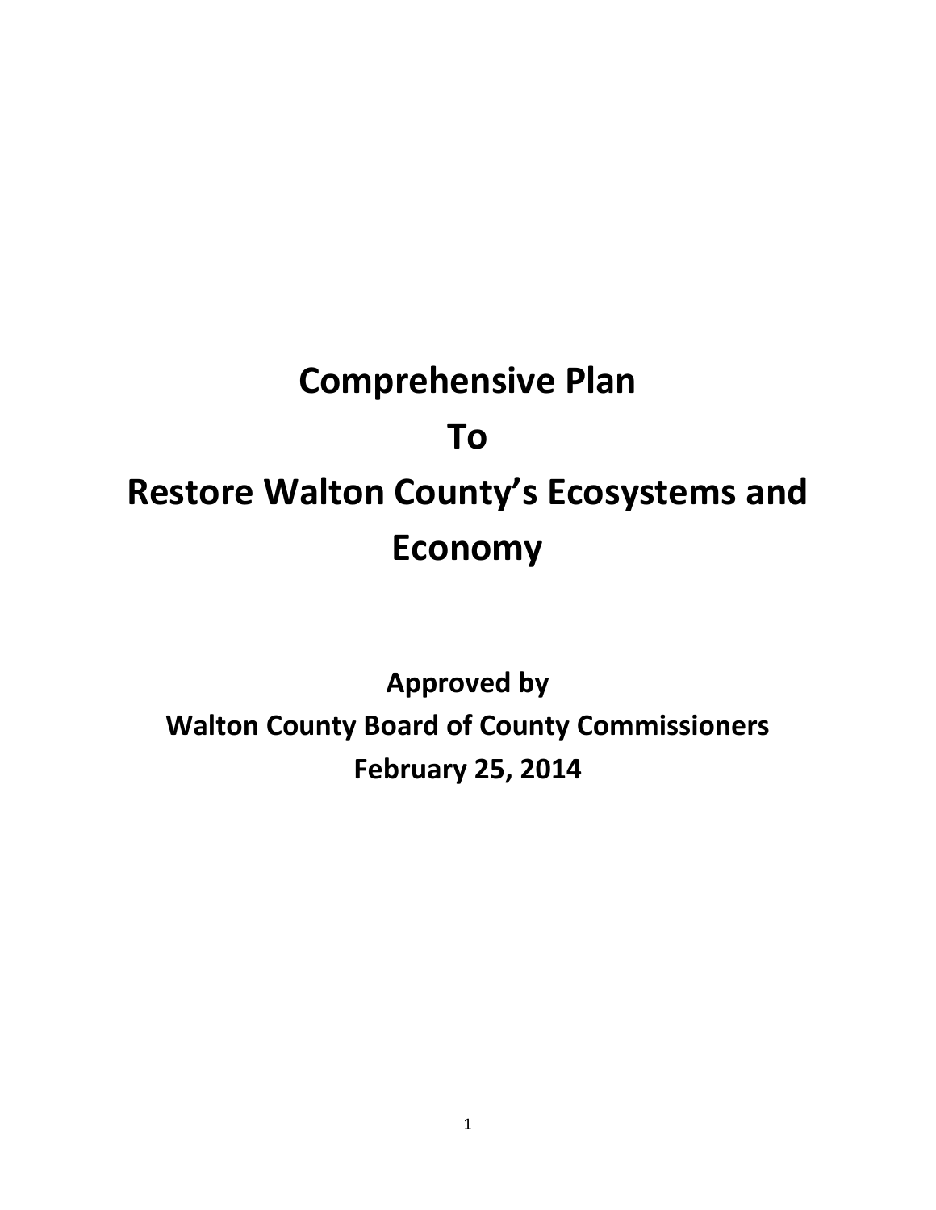# Comprehensive Plan To Restore Walton County's Ecosystems and Economy

**Approved by**
**Walton County Board of County Commissioners**
**February 25, 2014**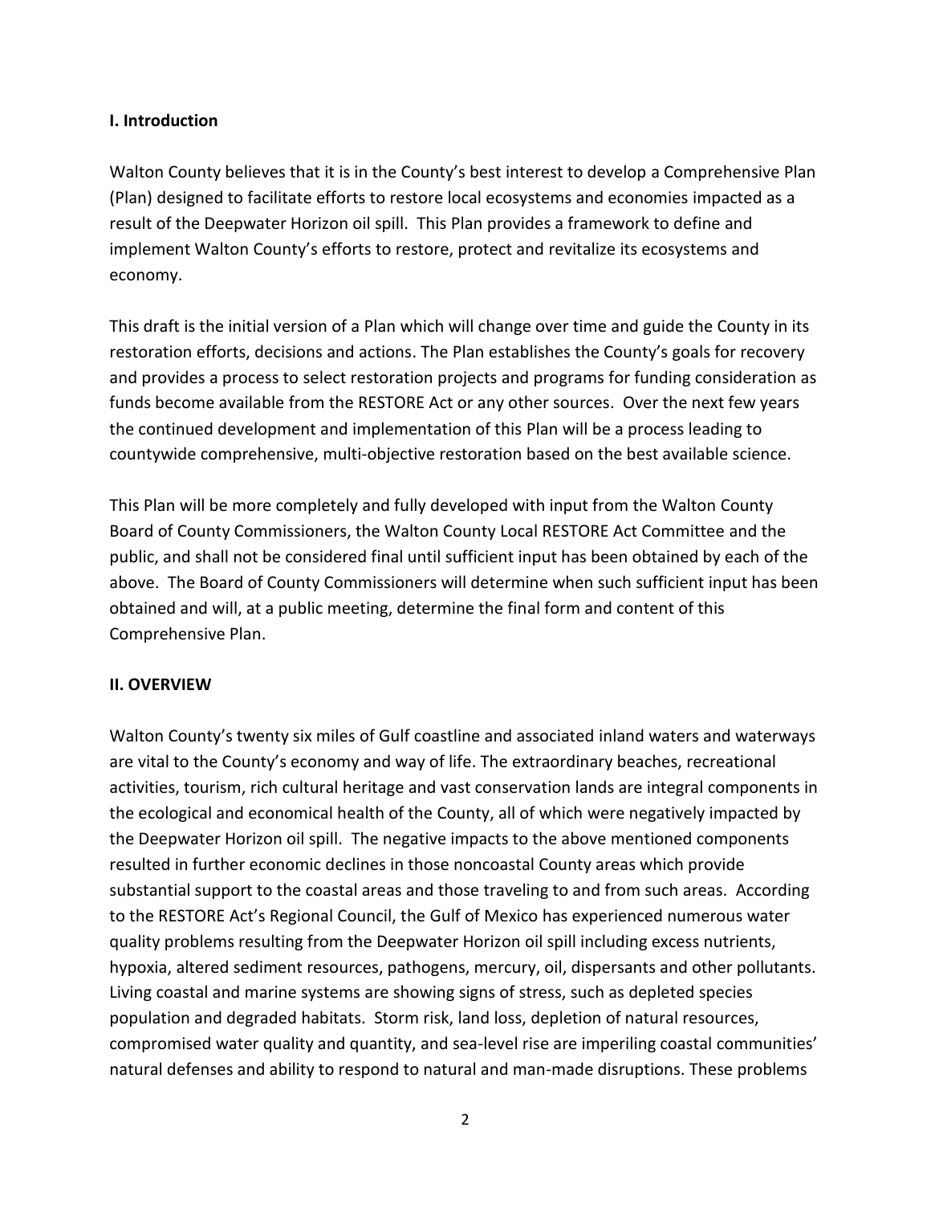## I. Introduction

Walton County believes that it is in the County's best interest to develop a Comprehensive Plan (Plan) designed to facilitate efforts to restore local ecosystems and economies impacted as a result of the Deepwater Horizon oil spill. This Plan provides a framework to define and implement Walton County's efforts to restore, protect and revitalize its ecosystems and economy.

This draft is the initial version of a Plan which will change over time and guide the County in its restoration efforts, decisions and actions. The Plan establishes the County's goals for recovery and provides a process to select restoration projects and programs for funding consideration as funds become available from the RESTORE Act or any other sources. Over the next few years the continued development and implementation of this Plan will be a process leading to countywide comprehensive, multi-objective restoration based on the best available science.

This Plan will be more completely and fully developed with input from the Walton County Board of County Commissioners, the Walton County Local RESTORE Act Committee and the public, and shall not be considered final until sufficient input has been obtained by each of the above. The Board of County Commissioners will determine when such sufficient input has been obtained and will, at a public meeting, determine the final form and content of this Comprehensive Plan.

## II. OVERVIEW

Walton County's twenty six miles of Gulf coastline and associated inland waters and waterways are vital to the County's economy and way of life. The extraordinary beaches, recreational activities, tourism, rich cultural heritage and vast conservation lands are integral components in the ecological and economical health of the County, all of which were negatively impacted by the Deepwater Horizon oil spill. The negative impacts to the above mentioned components resulted in further economic declines in those noncoastal County areas which provide substantial support to the coastal areas and those traveling to and from such areas. According to the RESTORE Act's Regional Council, the Gulf of Mexico has experienced numerous water quality problems resulting from the Deepwater Horizon oil spill including excess nutrients, hypoxia, altered sediment resources, pathogens, mercury, oil, dispersants and other pollutants. Living coastal and marine systems are showing signs of stress, such as depleted species population and degraded habitats. Storm risk, land loss, depletion of natural resources, compromised water quality and quantity, and sea-level rise are imperiling coastal communities' natural defenses and ability to respond to natural and man-made disruptions. These problems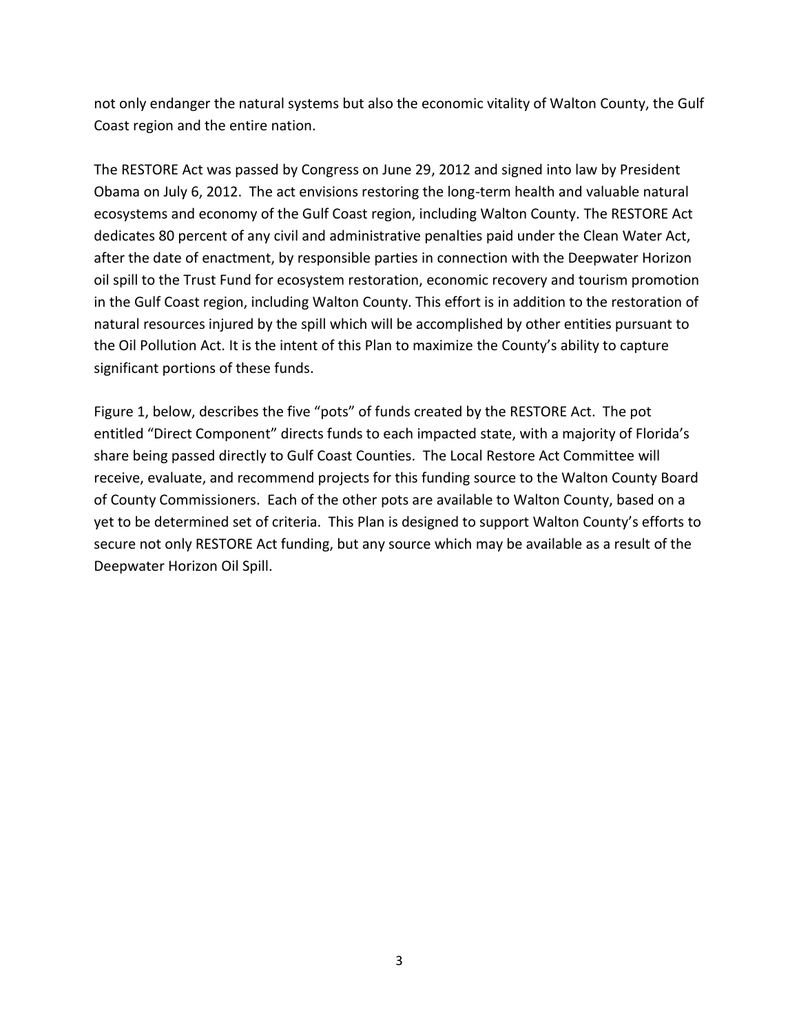not only endanger the natural systems but also the economic vitality of Walton County, the Gulf Coast region and the entire nation.

The RESTORE Act was passed by Congress on June 29, 2012 and signed into law by President Obama on July 6, 2012. The act envisions restoring the long-term health and valuable natural ecosystems and economy of the Gulf Coast region, including Walton County. The RESTORE Act dedicates 80 percent of any civil and administrative penalties paid under the Clean Water Act, after the date of enactment, by responsible parties in connection with the Deepwater Horizon oil spill to the Trust Fund for ecosystem restoration, economic recovery and tourism promotion in the Gulf Coast region, including Walton County. This effort is in addition to the restoration of natural resources injured by the spill which will be accomplished by other entities pursuant to the Oil Pollution Act. It is the intent of this Plan to maximize the County's ability to capture significant portions of these funds.

Figure 1, below, describes the five "pots" of funds created by the RESTORE Act. The pot entitled "Direct Component" directs funds to each impacted state, with a majority of Florida's share being passed directly to Gulf Coast Counties. The Local Restore Act Committee will receive, evaluate, and recommend projects for this funding source to the Walton County Board of County Commissioners. Each of the other pots are available to Walton County, based on a yet to be determined set of criteria. This Plan is designed to support Walton County's efforts to secure not only RESTORE Act funding, but any source which may be available as a result of the Deepwater Horizon Oil Spill.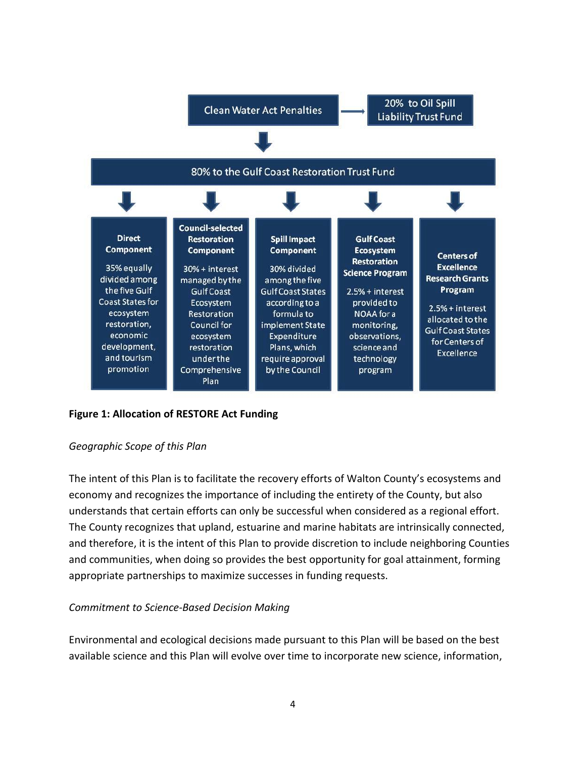Clean Water Act Penalties

20% to Oil Spill Liability Trust Fund

80% to the Gulf Coast Restoration Trust Fund

**Direct Component**

35% equally divided among the five Gulf Coast States for ecosystem restoration, economic development, and tourism promotion

**Council-selected Restoration Component**

30% + interest managed by the Gulf Coast Ecosystem Restoration Council for ecosystem restoration under the Comprehensive Plan

**Spill Impact Component**

30% divided among the five Gulf Coast States according to a formula to implement State Expenditure Plans, which require approval by the Council

**Gulf Coast Ecosystem Restoration Science Program**

2.5% + interest provided to NOAA for a monitoring, observations, science and technology program

**Centers of Excellence Research Grants Program**

2.5% + interest allocated to the Gulf Coast States for Centers of Excellence

**Figure 1: Allocation of RESTORE Act Funding**

*Geographic Scope of this Plan*

The intent of this Plan is to facilitate the recovery efforts of Walton County's ecosystems and economy and recognizes the importance of including the entirety of the County, but also understands that certain efforts can only be successful when considered as a regional effort. The County recognizes that upland, estuarine and marine habitats are intrinsically connected, and therefore, it is the intent of this Plan to provide discretion to include neighboring Counties and communities, when doing so provides the best opportunity for goal attainment, forming appropriate partnerships to maximize successes in funding requests.

*Commitment to Science-Based Decision Making*

Environmental and ecological decisions made pursuant to this Plan will be based on the best available science and this Plan will evolve over time to incorporate new science, information,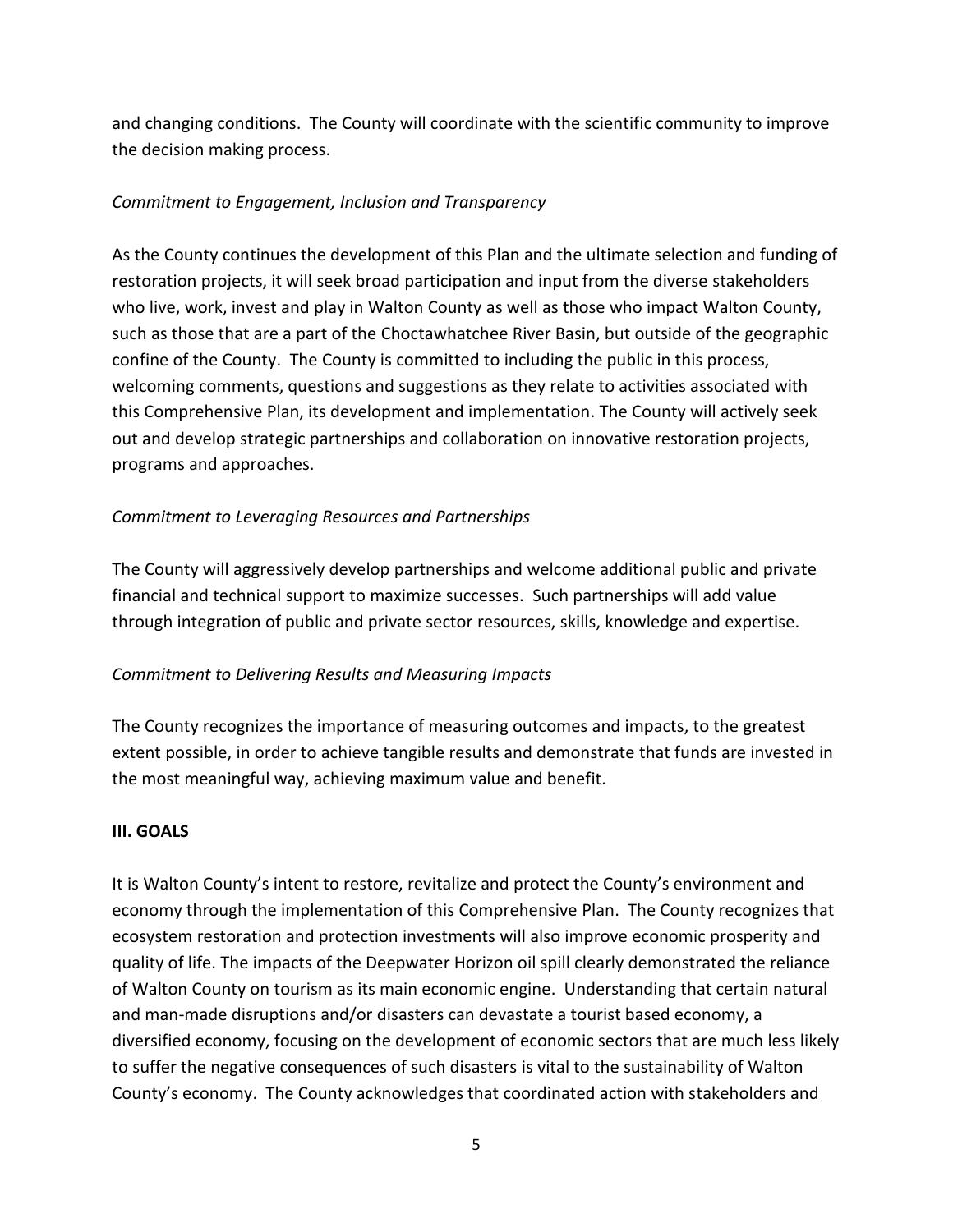and changing conditions. The County will coordinate with the scientific community to improve the decision making process.

*Commitment to Engagement, Inclusion and Transparency*

As the County continues the development of this Plan and the ultimate selection and funding of restoration projects, it will seek broad participation and input from the diverse stakeholders who live, work, invest and play in Walton County as well as those who impact Walton County, such as those that are a part of the Choctawhatchee River Basin, but outside of the geographic confine of the County. The County is committed to including the public in this process, welcoming comments, questions and suggestions as they relate to activities associated with this Comprehensive Plan, its development and implementation. The County will actively seek out and develop strategic partnerships and collaboration on innovative restoration projects, programs and approaches.

*Commitment to Leveraging Resources and Partnerships*

The County will aggressively develop partnerships and welcome additional public and private financial and technical support to maximize successes. Such partnerships will add value through integration of public and private sector resources, skills, knowledge and expertise.

*Commitment to Delivering Results and Measuring Impacts*

The County recognizes the importance of measuring outcomes and impacts, to the greatest extent possible, in order to achieve tangible results and demonstrate that funds are invested in the most meaningful way, achieving maximum value and benefit.

## III. GOALS

It is Walton County's intent to restore, revitalize and protect the County's environment and economy through the implementation of this Comprehensive Plan. The County recognizes that ecosystem restoration and protection investments will also improve economic prosperity and quality of life. The impacts of the Deepwater Horizon oil spill clearly demonstrated the reliance of Walton County on tourism as its main economic engine. Understanding that certain natural and man-made disruptions and/or disasters can devastate a tourist based economy, a diversified economy, focusing on the development of economic sectors that are much less likely to suffer the negative consequences of such disasters is vital to the sustainability of Walton County's economy. The County acknowledges that coordinated action with stakeholders and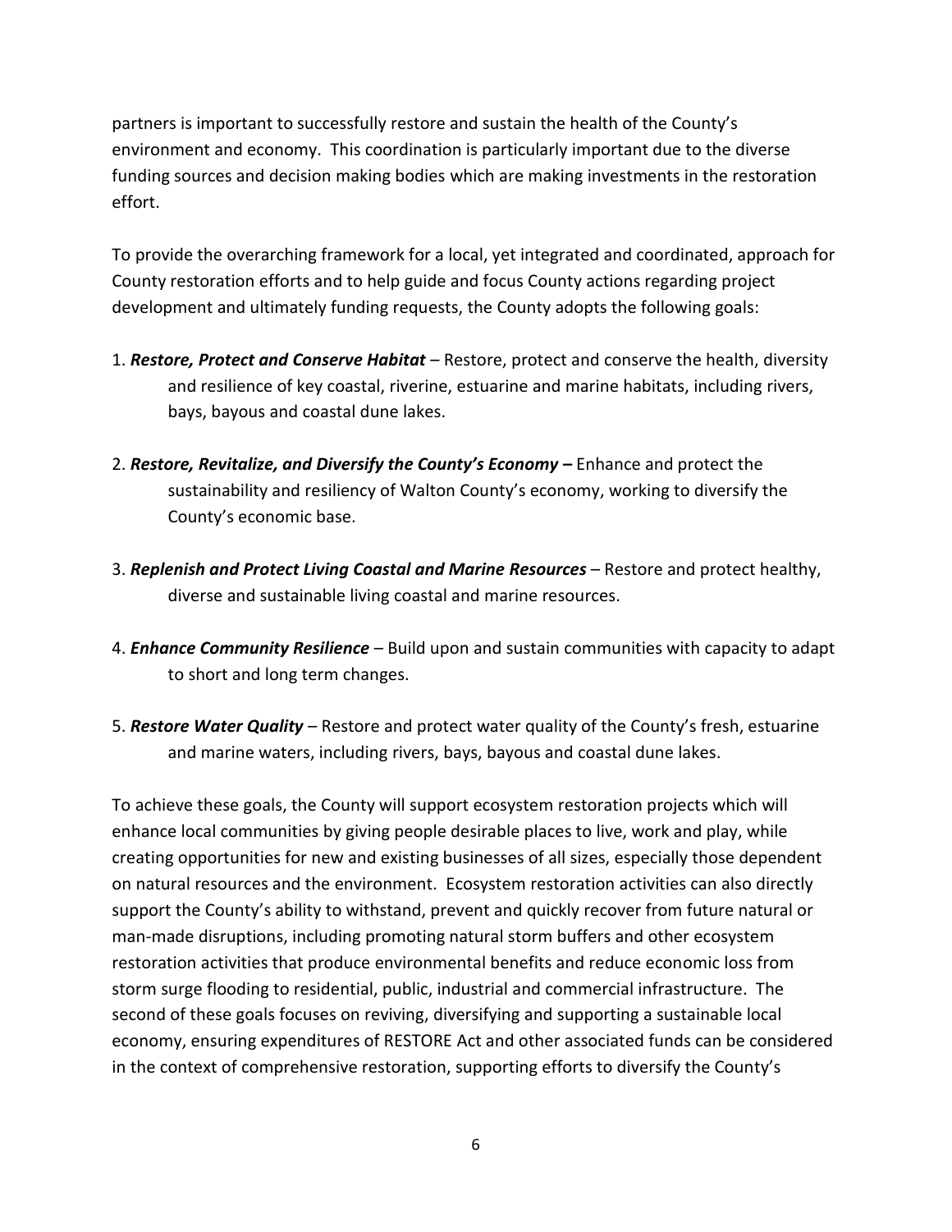partners is important to successfully restore and sustain the health of the County's environment and economy. This coordination is particularly important due to the diverse funding sources and decision making bodies which are making investments in the restoration effort.

To provide the overarching framework for a local, yet integrated and coordinated, approach for County restoration efforts and to help guide and focus County actions regarding project development and ultimately funding requests, the County adopts the following goals:

1. ***Restore, Protect and Conserve Habitat*** – Restore, protect and conserve the health, diversity and resilience of key coastal, riverine, estuarine and marine habitats, including rivers, bays, bayous and coastal dune lakes.

2. ***Restore, Revitalize, and Diversify the County's Economy*** **–** Enhance and protect the sustainability and resiliency of Walton County's economy, working to diversify the County's economic base.

3. ***Replenish and Protect Living Coastal and Marine Resources*** – Restore and protect healthy, diverse and sustainable living coastal and marine resources.

4. ***Enhance Community Resilience*** – Build upon and sustain communities with capacity to adapt to short and long term changes.

5. ***Restore Water Quality*** – Restore and protect water quality of the County's fresh, estuarine and marine waters, including rivers, bays, bayous and coastal dune lakes.

To achieve these goals, the County will support ecosystem restoration projects which will enhance local communities by giving people desirable places to live, work and play, while creating opportunities for new and existing businesses of all sizes, especially those dependent on natural resources and the environment. Ecosystem restoration activities can also directly support the County's ability to withstand, prevent and quickly recover from future natural or man-made disruptions, including promoting natural storm buffers and other ecosystem restoration activities that produce environmental benefits and reduce economic loss from storm surge flooding to residential, public, industrial and commercial infrastructure. The second of these goals focuses on reviving, diversifying and supporting a sustainable local economy, ensuring expenditures of RESTORE Act and other associated funds can be considered in the context of comprehensive restoration, supporting efforts to diversify the County's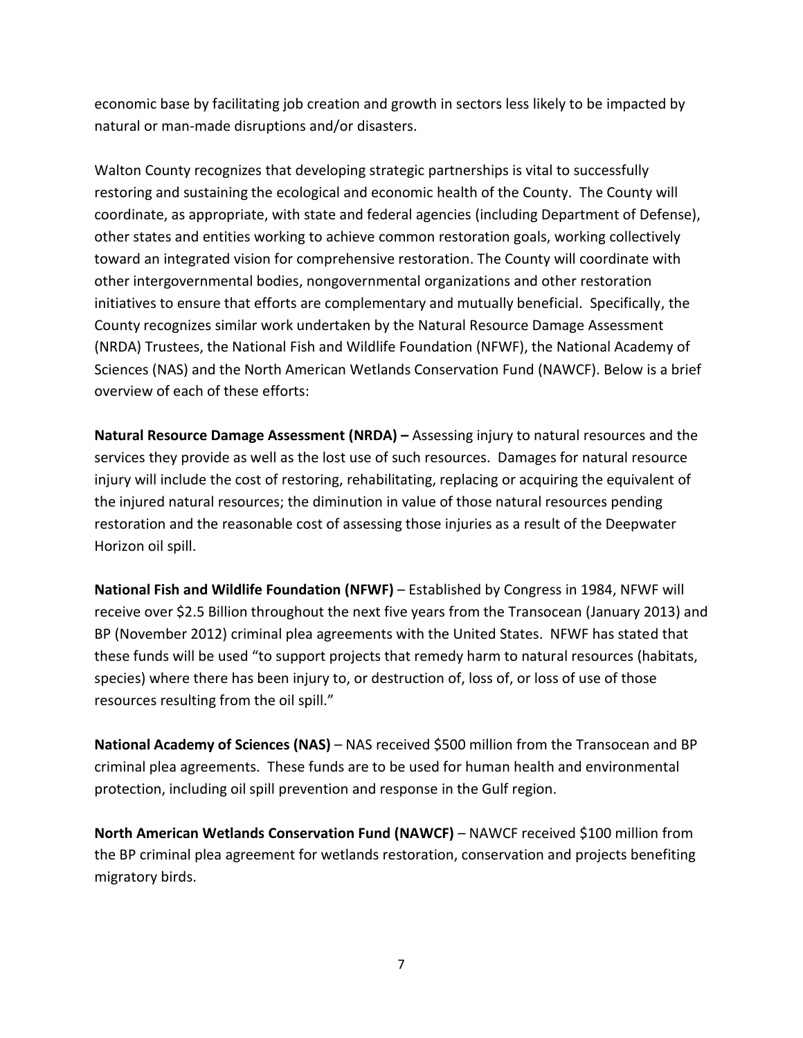economic base by facilitating job creation and growth in sectors less likely to be impacted by natural or man-made disruptions and/or disasters.

Walton County recognizes that developing strategic partnerships is vital to successfully restoring and sustaining the ecological and economic health of the County. The County will coordinate, as appropriate, with state and federal agencies (including Department of Defense), other states and entities working to achieve common restoration goals, working collectively toward an integrated vision for comprehensive restoration. The County will coordinate with other intergovernmental bodies, nongovernmental organizations and other restoration initiatives to ensure that efforts are complementary and mutually beneficial. Specifically, the County recognizes similar work undertaken by the Natural Resource Damage Assessment (NRDA) Trustees, the National Fish and Wildlife Foundation (NFWF), the National Academy of Sciences (NAS) and the North American Wetlands Conservation Fund (NAWCF). Below is a brief overview of each of these efforts:

**Natural Resource Damage Assessment (NRDA) –** Assessing injury to natural resources and the services they provide as well as the lost use of such resources. Damages for natural resource injury will include the cost of restoring, rehabilitating, replacing or acquiring the equivalent of the injured natural resources; the diminution in value of those natural resources pending restoration and the reasonable cost of assessing those injuries as a result of the Deepwater Horizon oil spill.

**National Fish and Wildlife Foundation (NFWF)** – Established by Congress in 1984, NFWF will receive over $2.5 Billion throughout the next five years from the Transocean (January 2013) and BP (November 2012) criminal plea agreements with the United States. NFWF has stated that these funds will be used "to support projects that remedy harm to natural resources (habitats, species) where there has been injury to, or destruction of, loss of, or loss of use of those resources resulting from the oil spill."

**National Academy of Sciences (NAS)** – NAS received $500 million from the Transocean and BP criminal plea agreements. These funds are to be used for human health and environmental protection, including oil spill prevention and response in the Gulf region.

**North American Wetlands Conservation Fund (NAWCF)** – NAWCF received $100 million from the BP criminal plea agreement for wetlands restoration, conservation and projects benefiting migratory birds.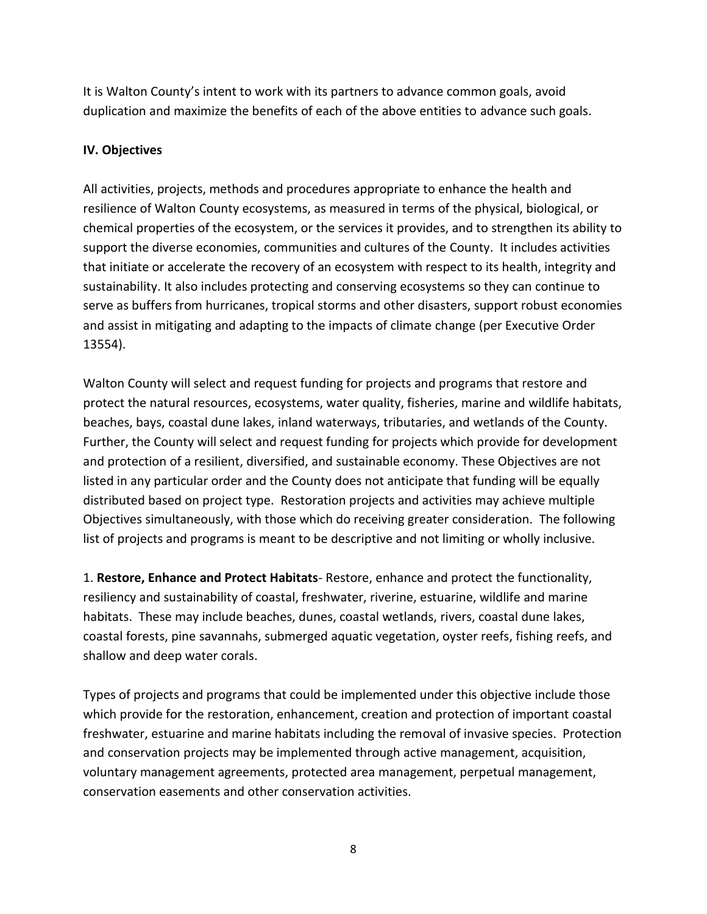It is Walton County's intent to work with its partners to advance common goals, avoid duplication and maximize the benefits of each of the above entities to advance such goals.

## IV. Objectives

All activities, projects, methods and procedures appropriate to enhance the health and resilience of Walton County ecosystems, as measured in terms of the physical, biological, or chemical properties of the ecosystem, or the services it provides, and to strengthen its ability to support the diverse economies, communities and cultures of the County. It includes activities that initiate or accelerate the recovery of an ecosystem with respect to its health, integrity and sustainability. It also includes protecting and conserving ecosystems so they can continue to serve as buffers from hurricanes, tropical storms and other disasters, support robust economies and assist in mitigating and adapting to the impacts of climate change (per Executive Order 13554).

Walton County will select and request funding for projects and programs that restore and protect the natural resources, ecosystems, water quality, fisheries, marine and wildlife habitats, beaches, bays, coastal dune lakes, inland waterways, tributaries, and wetlands of the County. Further, the County will select and request funding for projects which provide for development and protection of a resilient, diversified, and sustainable economy. These Objectives are not listed in any particular order and the County does not anticipate that funding will be equally distributed based on project type. Restoration projects and activities may achieve multiple Objectives simultaneously, with those which do receiving greater consideration. The following list of projects and programs is meant to be descriptive and not limiting or wholly inclusive.

1. **Restore, Enhance and Protect Habitats**- Restore, enhance and protect the functionality, resiliency and sustainability of coastal, freshwater, riverine, estuarine, wildlife and marine habitats. These may include beaches, dunes, coastal wetlands, rivers, coastal dune lakes, coastal forests, pine savannahs, submerged aquatic vegetation, oyster reefs, fishing reefs, and shallow and deep water corals.

Types of projects and programs that could be implemented under this objective include those which provide for the restoration, enhancement, creation and protection of important coastal freshwater, estuarine and marine habitats including the removal of invasive species. Protection and conservation projects may be implemented through active management, acquisition, voluntary management agreements, protected area management, perpetual management, conservation easements and other conservation activities.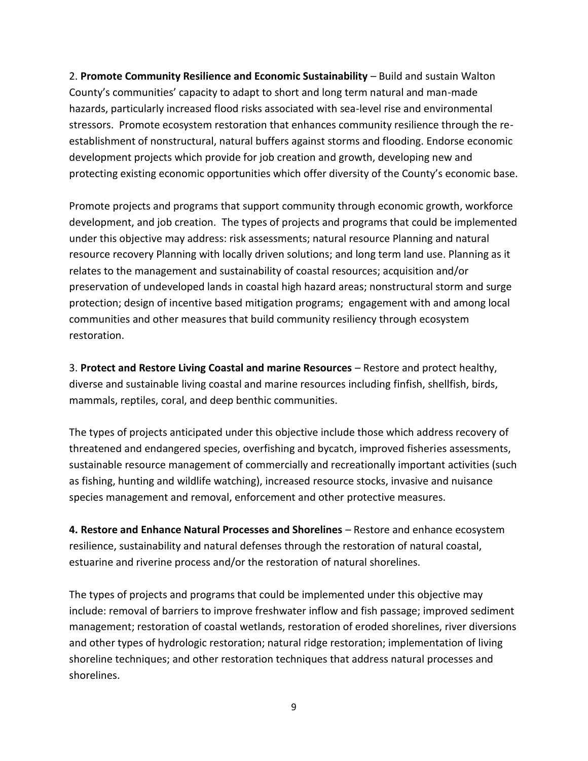2. **Promote Community Resilience and Economic Sustainability** – Build and sustain Walton County's communities' capacity to adapt to short and long term natural and man-made hazards, particularly increased flood risks associated with sea-level rise and environmental stressors. Promote ecosystem restoration that enhances community resilience through the re-establishment of nonstructural, natural buffers against storms and flooding. Endorse economic development projects which provide for job creation and growth, developing new and protecting existing economic opportunities which offer diversity of the County's economic base.

Promote projects and programs that support community through economic growth, workforce development, and job creation. The types of projects and programs that could be implemented under this objective may address: risk assessments; natural resource Planning and natural resource recovery Planning with locally driven solutions; and long term land use. Planning as it relates to the management and sustainability of coastal resources; acquisition and/or preservation of undeveloped lands in coastal high hazard areas; nonstructural storm and surge protection; design of incentive based mitigation programs; engagement with and among local communities and other measures that build community resiliency through ecosystem restoration.

3. **Protect and Restore Living Coastal and marine Resources** – Restore and protect healthy, diverse and sustainable living coastal and marine resources including finfish, shellfish, birds, mammals, reptiles, coral, and deep benthic communities.

The types of projects anticipated under this objective include those which address recovery of threatened and endangered species, overfishing and bycatch, improved fisheries assessments, sustainable resource management of commercially and recreationally important activities (such as fishing, hunting and wildlife watching), increased resource stocks, invasive and nuisance species management and removal, enforcement and other protective measures.

**4. Restore and Enhance Natural Processes and Shorelines** – Restore and enhance ecosystem resilience, sustainability and natural defenses through the restoration of natural coastal, estuarine and riverine process and/or the restoration of natural shorelines.

The types of projects and programs that could be implemented under this objective may include: removal of barriers to improve freshwater inflow and fish passage; improved sediment management; restoration of coastal wetlands, restoration of eroded shorelines, river diversions and other types of hydrologic restoration; natural ridge restoration; implementation of living shoreline techniques; and other restoration techniques that address natural processes and shorelines.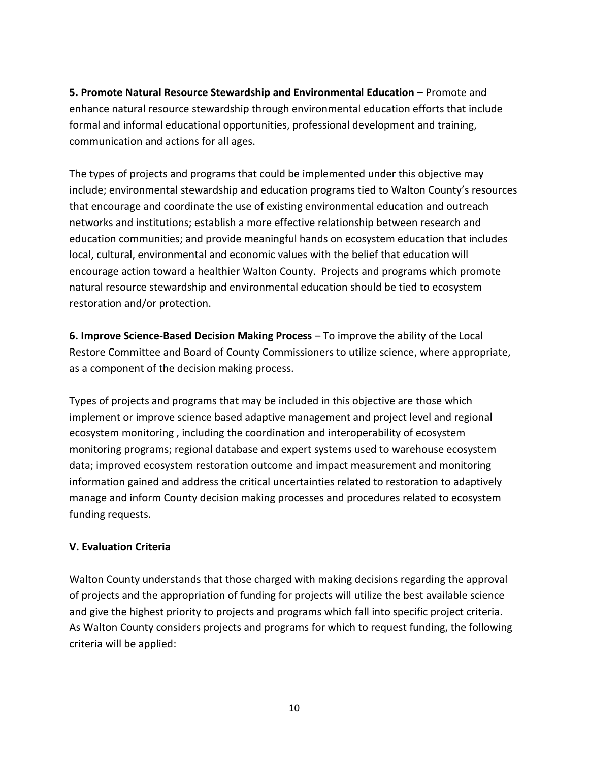**5. Promote Natural Resource Stewardship and Environmental Education** – Promote and enhance natural resource stewardship through environmental education efforts that include formal and informal educational opportunities, professional development and training, communication and actions for all ages.

The types of projects and programs that could be implemented under this objective may include; environmental stewardship and education programs tied to Walton County's resources that encourage and coordinate the use of existing environmental education and outreach networks and institutions; establish a more effective relationship between research and education communities; and provide meaningful hands on ecosystem education that includes local, cultural, environmental and economic values with the belief that education will encourage action toward a healthier Walton County. Projects and programs which promote natural resource stewardship and environmental education should be tied to ecosystem restoration and/or protection.

**6. Improve Science-Based Decision Making Process** – To improve the ability of the Local Restore Committee and Board of County Commissioners to utilize science, where appropriate, as a component of the decision making process.

Types of projects and programs that may be included in this objective are those which implement or improve science based adaptive management and project level and regional ecosystem monitoring , including the coordination and interoperability of ecosystem monitoring programs; regional database and expert systems used to warehouse ecosystem data; improved ecosystem restoration outcome and impact measurement and monitoring information gained and address the critical uncertainties related to restoration to adaptively manage and inform County decision making processes and procedures related to ecosystem funding requests.

## V. Evaluation Criteria

Walton County understands that those charged with making decisions regarding the approval of projects and the appropriation of funding for projects will utilize the best available science and give the highest priority to projects and programs which fall into specific project criteria. As Walton County considers projects and programs for which to request funding, the following criteria will be applied: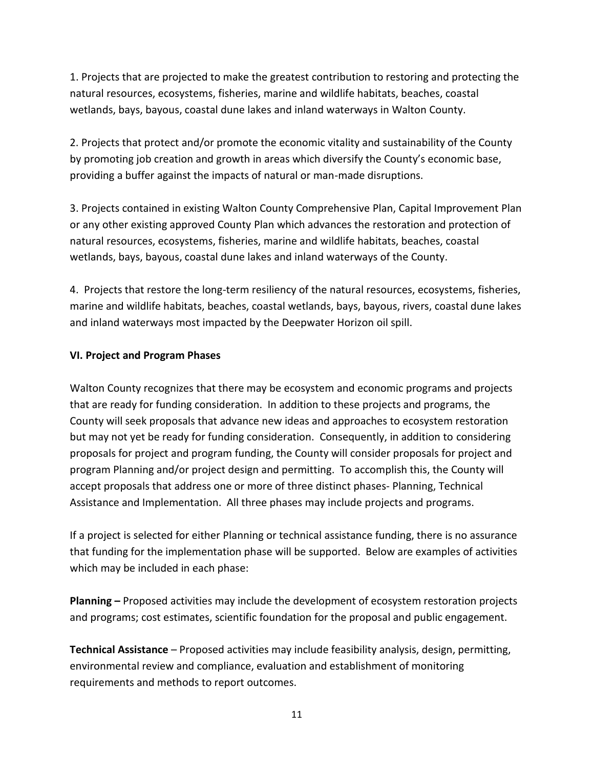1. Projects that are projected to make the greatest contribution to restoring and protecting the natural resources, ecosystems, fisheries, marine and wildlife habitats, beaches, coastal wetlands, bays, bayous, coastal dune lakes and inland waterways in Walton County.

2. Projects that protect and/or promote the economic vitality and sustainability of the County by promoting job creation and growth in areas which diversify the County's economic base, providing a buffer against the impacts of natural or man-made disruptions.

3. Projects contained in existing Walton County Comprehensive Plan, Capital Improvement Plan or any other existing approved County Plan which advances the restoration and protection of natural resources, ecosystems, fisheries, marine and wildlife habitats, beaches, coastal wetlands, bays, bayous, coastal dune lakes and inland waterways of the County.

4. Projects that restore the long-term resiliency of the natural resources, ecosystems, fisheries, marine and wildlife habitats, beaches, coastal wetlands, bays, bayous, rivers, coastal dune lakes and inland waterways most impacted by the Deepwater Horizon oil spill.

**VI. Project and Program Phases**

Walton County recognizes that there may be ecosystem and economic programs and projects that are ready for funding consideration. In addition to these projects and programs, the County will seek proposals that advance new ideas and approaches to ecosystem restoration but may not yet be ready for funding consideration. Consequently, in addition to considering proposals for project and program funding, the County will consider proposals for project and program Planning and/or project design and permitting. To accomplish this, the County will accept proposals that address one or more of three distinct phases- Planning, Technical Assistance and Implementation. All three phases may include projects and programs.

If a project is selected for either Planning or technical assistance funding, there is no assurance that funding for the implementation phase will be supported. Below are examples of activities which may be included in each phase:

**Planning –** Proposed activities may include the development of ecosystem restoration projects and programs; cost estimates, scientific foundation for the proposal and public engagement.

**Technical Assistance** – Proposed activities may include feasibility analysis, design, permitting, environmental review and compliance, evaluation and establishment of monitoring requirements and methods to report outcomes.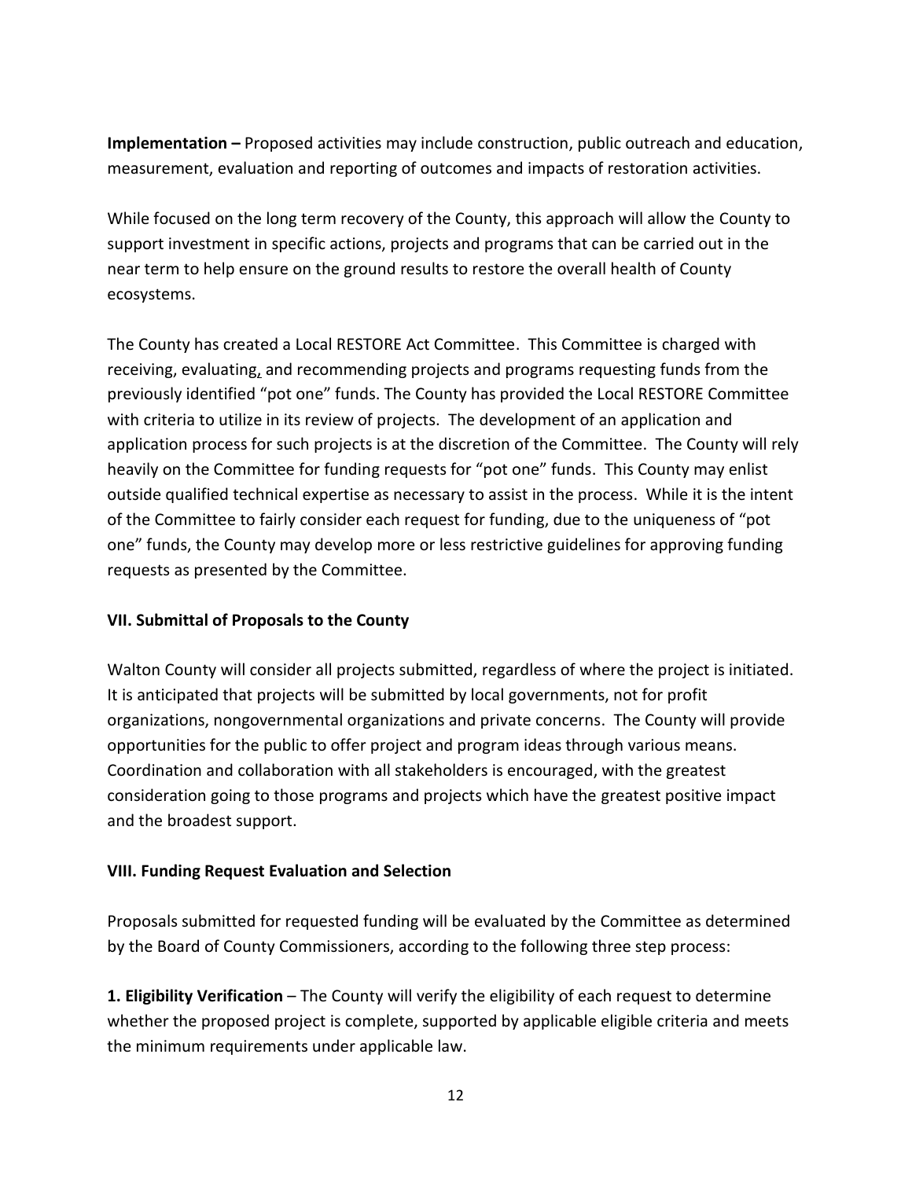**Implementation –** Proposed activities may include construction, public outreach and education, measurement, evaluation and reporting of outcomes and impacts of restoration activities.

While focused on the long term recovery of the County, this approach will allow the County to support investment in specific actions, projects and programs that can be carried out in the near term to help ensure on the ground results to restore the overall health of County ecosystems.

The County has created a Local RESTORE Act Committee. This Committee is charged with receiving, evaluating, and recommending projects and programs requesting funds from the previously identified "pot one" funds. The County has provided the Local RESTORE Committee with criteria to utilize in its review of projects. The development of an application and application process for such projects is at the discretion of the Committee. The County will rely heavily on the Committee for funding requests for "pot one" funds. This County may enlist outside qualified technical expertise as necessary to assist in the process. While it is the intent of the Committee to fairly consider each request for funding, due to the uniqueness of "pot one" funds, the County may develop more or less restrictive guidelines for approving funding requests as presented by the Committee.

## VII. Submittal of Proposals to the County

Walton County will consider all projects submitted, regardless of where the project is initiated. It is anticipated that projects will be submitted by local governments, not for profit organizations, nongovernmental organizations and private concerns. The County will provide opportunities for the public to offer project and program ideas through various means. Coordination and collaboration with all stakeholders is encouraged, with the greatest consideration going to those programs and projects which have the greatest positive impact and the broadest support.

## VIII. Funding Request Evaluation and Selection

Proposals submitted for requested funding will be evaluated by the Committee as determined by the Board of County Commissioners, according to the following three step process:

**1. Eligibility Verification** – The County will verify the eligibility of each request to determine whether the proposed project is complete, supported by applicable eligible criteria and meets the minimum requirements under applicable law.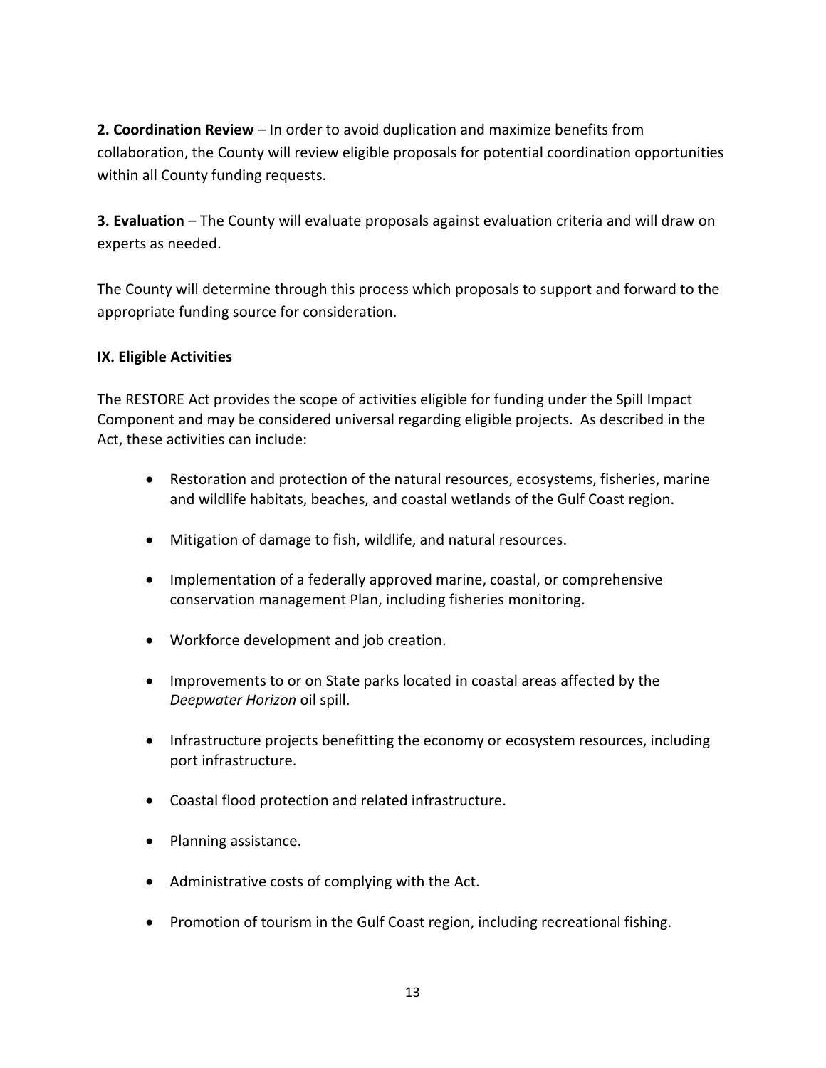**2. Coordination Review** – In order to avoid duplication and maximize benefits from collaboration, the County will review eligible proposals for potential coordination opportunities within all County funding requests.

**3. Evaluation** – The County will evaluate proposals against evaluation criteria and will draw on experts as needed.

The County will determine through this process which proposals to support and forward to the appropriate funding source for consideration.

## IX. Eligible Activities

The RESTORE Act provides the scope of activities eligible for funding under the Spill Impact Component and may be considered universal regarding eligible projects. As described in the Act, these activities can include:

- Restoration and protection of the natural resources, ecosystems, fisheries, marine and wildlife habitats, beaches, and coastal wetlands of the Gulf Coast region.
- Mitigation of damage to fish, wildlife, and natural resources.
- Implementation of a federally approved marine, coastal, or comprehensive conservation management Plan, including fisheries monitoring.
- Workforce development and job creation.
- Improvements to or on State parks located in coastal areas affected by the *Deepwater Horizon* oil spill.
- Infrastructure projects benefitting the economy or ecosystem resources, including port infrastructure.
- Coastal flood protection and related infrastructure.
- Planning assistance.
- Administrative costs of complying with the Act.
- Promotion of tourism in the Gulf Coast region, including recreational fishing.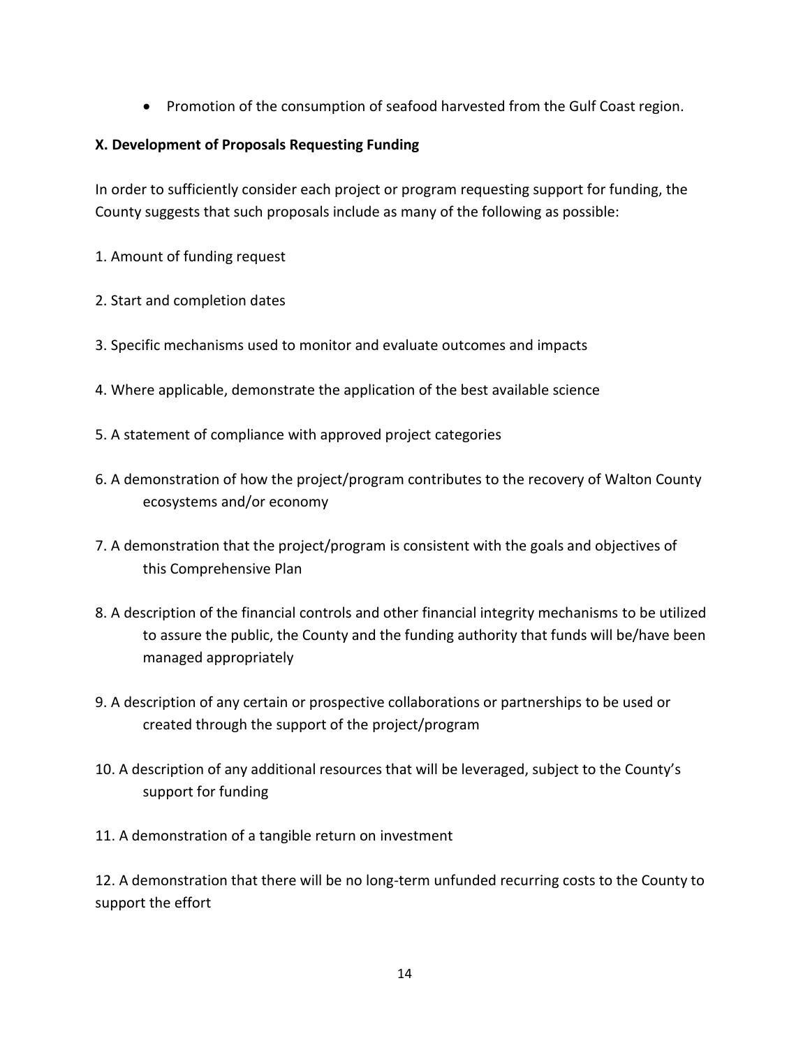- Promotion of the consumption of seafood harvested from the Gulf Coast region.

**X. Development of Proposals Requesting Funding**

In order to sufficiently consider each project or program requesting support for funding, the County suggests that such proposals include as many of the following as possible:

1. Amount of funding request
2. Start and completion dates
3. Specific mechanisms used to monitor and evaluate outcomes and impacts
4. Where applicable, demonstrate the application of the best available science
5. A statement of compliance with approved project categories
6. A demonstration of how the project/program contributes to the recovery of Walton County ecosystems and/or economy
7. A demonstration that the project/program is consistent with the goals and objectives of this Comprehensive Plan
8. A description of the financial controls and other financial integrity mechanisms to be utilized to assure the public, the County and the funding authority that funds will be/have been managed appropriately
9. A description of any certain or prospective collaborations or partnerships to be used or created through the support of the project/program
10. A description of any additional resources that will be leveraged, subject to the County's support for funding
11. A demonstration of a tangible return on investment
12. A demonstration that there will be no long-term unfunded recurring costs to the County to support the effort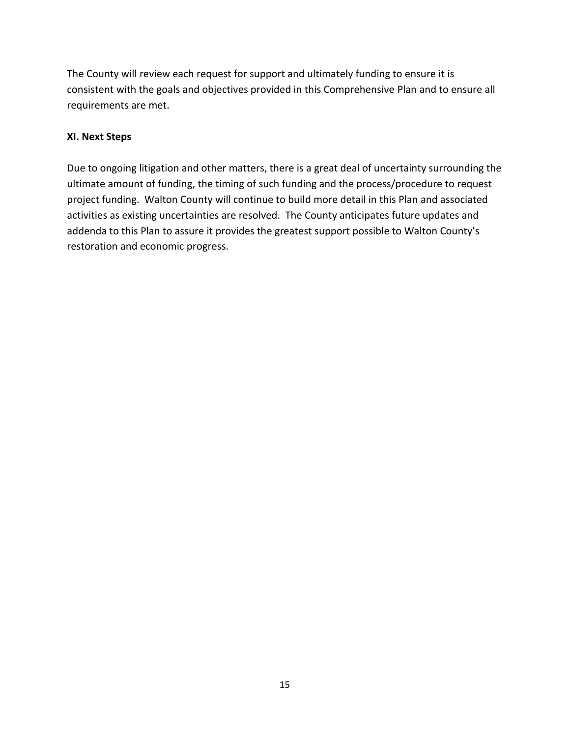The County will review each request for support and ultimately funding to ensure it is consistent with the goals and objectives provided in this Comprehensive Plan and to ensure all requirements are met.

## XI. Next Steps

Due to ongoing litigation and other matters, there is a great deal of uncertainty surrounding the ultimate amount of funding, the timing of such funding and the process/procedure to request project funding. Walton County will continue to build more detail in this Plan and associated activities as existing uncertainties are resolved. The County anticipates future updates and addenda to this Plan to assure it provides the greatest support possible to Walton County's restoration and economic progress.